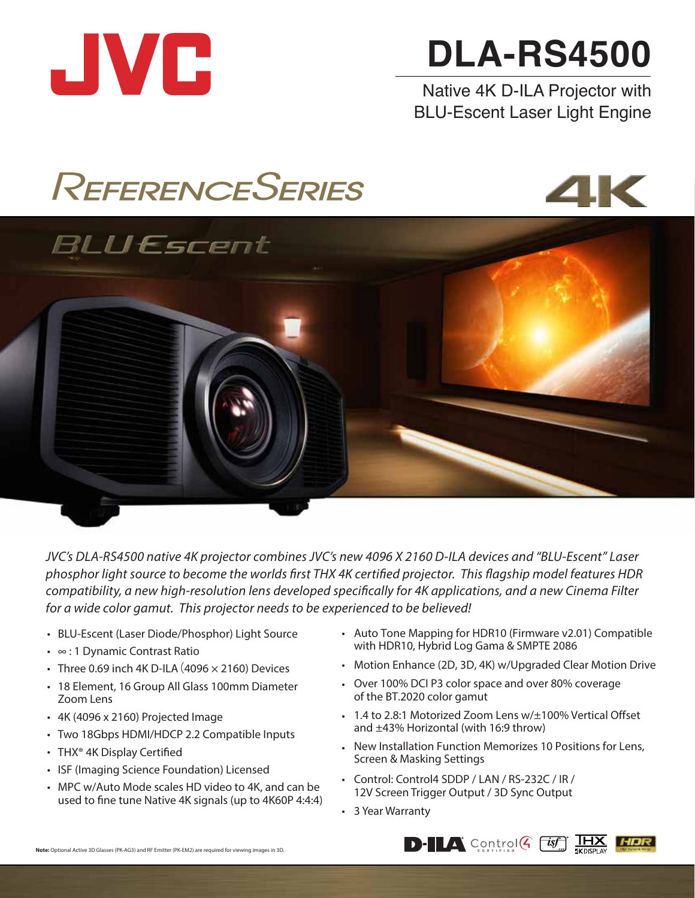JVC

# DLA-RS4500

Native 4K D-ILA Projector with BLU-Escent Laser Light Engine

REFERENCE SERIES

4K

BLU Escent

*JVC's DLA-RS4500 native 4K projector combines JVC's new 4096 X 2160 D-ILA devices and "BLU-Escent" Laser phosphor light source to become the worlds first THX 4K certified projector. This flagship model features HDR compatibility, a new high-resolution lens developed specifically for 4K applications, and a new Cinema Filter for a wide color gamut. This projector needs to be experienced to be believed!*

- BLU-Escent (Laser Diode/Phosphor) Light Source
- ∞ : 1 Dynamic Contrast Ratio
- Three 0.69 inch 4K D-ILA (4096 × 2160) Devices
- 18 Element, 16 Group All Glass 100mm Diameter Zoom Lens
- 4K (4096 x 2160) Projected Image
- Two 18Gbps HDMI/HDCP 2.2 Compatible Inputs
- THX® 4K Display Certified
- ISF (Imaging Science Foundation) Licensed
- MPC w/Auto Mode scales HD video to 4K, and can be used to fine tune Native 4K signals (up to 4K60P 4:4:4)
- Auto Tone Mapping for HDR10 (Firmware v2.01) Compatible with HDR10, Hybrid Log Gama & SMPTE 2086
- Motion Enhance (2D, 3D, 4K) w/Upgraded Clear Motion Drive
- Over 100% DCI P3 color space and over 80% coverage of the BT.2020 color gamut
- 1.4 to 2.8:1 Motorized Zoom Lens w/±100% Vertical Offset and ±43% Horizontal (with 16:9 throw)
- New Installation Function Memorizes 10 Positions for Lens, Screen & Masking Settings
- Control: Control4 SDDP / LAN / RS-232C / IR / 12V Screen Trigger Output / 3D Sync Output
- 3 Year Warranty

**Note:** Optional Active 3D Glasses (PK-AG3) and RF Emitter (PK-EM2) are required for viewing images in 3D.

D-ILA Control4 CERTIFIED isf THX 4K DISPLAY HDR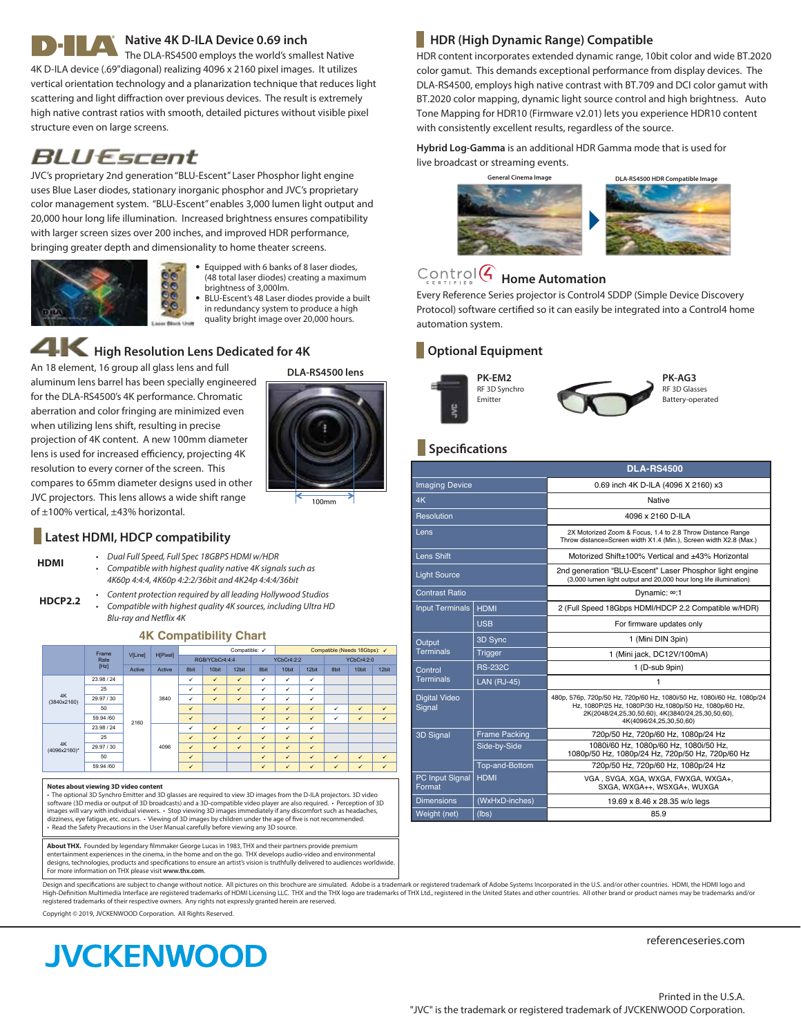## Native 4K D-ILA Device 0.69 inch

The DLA-RS4500 employs the world's smallest Native 4K D-ILA device (.69"diagonal) realizing 4096 x 2160 pixel images. It utilizes vertical orientation technology and a planarization technique that reduces light scattering and light diffraction over previous devices. The result is extremely high native contrast ratios with smooth, detailed pictures without visible pixel structure even on large screens.

## BLU-Escent

JVC's proprietary 2nd generation "BLU-Escent" Laser Phosphor light engine uses Blue Laser diodes, stationary inorganic phosphor and JVC's proprietary color management system. "BLU-Escent" enables 3,000 lumen light output and 20,000 hour long life illumination. Increased brightness ensures compatibility with larger screen sizes over 200 inches, and improved HDR performance, bringing greater depth and dimensionality to home theater screens.

Laser Block Unit

- Equipped with 6 banks of 8 laser diodes, (48 total laser diodes) creating a maximum brightness of 3,000lm.
- BLU-Escent's 48 Laser diodes provide a built in redundancy system to produce a high quality bright image over 20,000 hours.

## 4K High Resolution Lens Dedicated for 4K

An 18 element, 16 group all glass lens and full aluminum lens barrel has been specially engineered for the DLA-RS4500's 4K performance. Chromatic aberration and color fringing are minimized even when utilizing lens shift, resulting in precise projection of 4K content. A new 100mm diameter lens is used for increased efficiency, projecting 4K resolution to every corner of the screen. This compares to 65mm diameter designs used in other JVC projectors. This lens allows a wide shift range of ±100% vertical, ±43% horizontal.

DLA-RS4500 lens

100mm

## Latest HDMI, HDCP compatibility

**HDMI**

- *Dual Full Speed, Full Spec 18GBPS HDMI w/HDR*
- *Compatible with highest quality native 4K signals such as 4K60p 4:4:4, 4K60p 4:2:2/36bit and 4K24p 4:4:4/36bit*

**HDCP2.2**

- *Content protection required by all leading Hollywood Studios*
- *Compatible with highest quality 4K sources, including Ultra HD Blu-ray and Netflix 4K*

### 4K Compatibility Chart

Compatible: ✓ Compatible (Needs 18Gbps): ✓

| | Frame Rate [Hz] | V[Line] | H[Pixel] | RGB/YCbCr4:4:4 | | | YCbCr4:2:2 | | | YCbCr4:2:0 | | |
|---|---|---|---|---|---|---|---|---|---|---|---|---|
| | | Active | Active | 8bit | 10bit | 12bit | 8bit | 10bit | 12bit | 8bit | 10bit | 12bit |
| 4K (3840x2160) | 23.98 / 24 | 2160 | 3840 | ✓ | ✓ | ✓ | ✓ | ✓ | ✓ | | | |
| | 25 | | | ✓ | ✓ | ✓ | ✓ | ✓ | ✓ | | | |
| | 29.97 / 30 | | | ✓ | ✓ | ✓ | ✓ | ✓ | ✓ | | | |
| | 50 | | | ✓ | | | ✓ | ✓ | ✓ | ✓ | ✓ | ✓ |
| | 59.94 /60 | | | ✓ | | | ✓ | ✓ | ✓ | ✓ | ✓ | ✓ |
| 4K (4096x2160)* | 23.98 / 24 | | 4096 | ✓ | ✓ | ✓ | ✓ | ✓ | ✓ | | | |
| | 25 | | | ✓ | ✓ | ✓ | ✓ | ✓ | ✓ | | | |
| | 29.97 / 30 | | | ✓ | ✓ | ✓ | ✓ | ✓ | ✓ | ✓ | ✓ | ✓ |
| | 50 | | | ✓ | | | ✓ | ✓ | ✓ | ✓ | ✓ | ✓ |
| | 59.94 /60 | | | ✓ | | | ✓ | ✓ | ✓ | ✓ | ✓ | ✓ |

**Notes about viewing 3D video content**

• The optional 3D Synchro Emitter and 3D glasses are required to view 3D images from the D-ILA projectors. 3D video software (3D media or output of 3D broadcasts) and a 3D-compatible video player are also required. • Perception of 3D images will vary with individual viewers. • Stop viewing 3D images immediately if any discomfort such as headaches, dizziness, eye fatigue, etc. occurs. • Viewing of 3D images by children under the age of five is not recommended. • Read the Safety Precautions in the User Manual carefully before viewing any 3D source.

**About THX.** Founded by legendary filmmaker George Lucas in 1983, THX and their partners provide premium entertainment experiences in the cinema, in the home and on the go. THX develops audio-video and environmental designs, technologies, products and specifications to ensure an artist's vision is truthfully delivered to audiences worldwide. For more information on THX please visit **www.thx.com**.

## HDR (High Dynamic Range) Compatible

HDR content incorporates extended dynamic range, 10bit color and wide BT.2020 color gamut. This demands exceptional performance from display devices. The DLA-RS4500, employs high native contrast with BT.709 and DCI color gamut with BT.2020 color mapping, dynamic light source control and high brightness. Auto Tone Mapping for HDR10 (Firmware v2.01) lets you experience HDR10 content with consistently excellent results, regardless of the source.

**Hybrid Log-Gamma** is an additional HDR Gamma mode that is used for live broadcast or streaming events.

General Cinema Image

DLA-RS4500 HDR Compatible Image

## Control4 CERTIFIED Home Automation

Every Reference Series projector is Control4 SDDP (Simple Device Discovery Protocol) software certified so it can easily be integrated into a Control4 home automation system.

## Optional Equipment

**PK-EM2**
RF 3D Synchro Emitter

**PK-AG3**
RF 3D Glasses
Battery-operated

## Specifications

| | | DLA-RS4500 |
|---|---|---|
| Imaging Device | | 0.69 inch 4K D-ILA (4096 X 2160) x3 |
| 4K | | Native |
| Resolution | | 4096 x 2160 D-ILA |
| Lens | | 2X Motorized Zoom & Focus, 1.4 to 2.8 Throw Distance Range Throw distance=Screen width X1.4 (Min.), Screen width X2.8 (Max.) |
| Lens Shift | | Motorized Shift±100% Vertical and ±43% Horizontal |
| Light Source | | 2nd generation "BLU-Escent" Laser Phosphor light engine (3,000 lumen light output and 20,000 hour long life illumination) |
| Contrast Ratio | | Dynamic: ∞:1 |
| Input Terminals | HDMI | 2 (Full Speed 18Gbps HDMI/HDCP 2.2 Compatible w/HDR) |
| | USB | For firmware updates only |
| Output Terminals | 3D Sync | 1 (Mini DIN 3pin) |
| | Trigger | 1 (Mini jack, DC12V/100mA) |
| Control Terminals | RS-232C | 1 (D-sub 9pin) |
| | LAN (RJ-45) | 1 |
| Digital Video Signal | | 480p, 576p, 720p/50 Hz, 720p/60 Hz, 1080i/50 Hz, 1080i/60 Hz, 1080p/24 Hz, 1080P/25 Hz, 1080P/30 Hz,1080p/50 Hz, 1080p/60 Hz, 2K(2048/24,25,30,50,60), 4K(3840/24,25,30,50,60), 4K(4096/24,25,30,50,60) |
| 3D Signal | Frame Packing | 720p/50 Hz, 720p/60 Hz, 1080p/24 Hz |
| | Side-by-Side | 1080i/60 Hz, 1080p/60 Hz, 1080i/50 Hz, 1080p/50 Hz, 1080p/24 Hz, 720p/50 Hz, 720p/60 Hz |
| | Top-and-Bottom | 720p/50 Hz, 720p/60 Hz, 1080p/24 Hz |
| PC Input Signal Format | HDMI | VGA , SVGA, XGA, WXGA, FWXGA, WXGA+, SXGA, WXGA++, WSXGA+, WUXGA |
| Dimensions | (WxHxD-inches) | 19.69 x 8.46 x 28.35 w/o legs |
| Weight (net) | (lbs) | 85.9 |

Design and specifications are subject to change without notice. All pictures on this brochure are simulated. Adobe is a trademark or registered trademark of Adobe Systems Incorporated in the U.S. and/or other countries. HDMI, the HDMI logo and High-Definition Multimedia Interface are registered trademarks of HDMI Licensing LLC. THX and the THX logo are trademarks of THX Ltd., registered in the United States and other countries. All other brand or product names may be trademarks and/or registered trademarks of their respective owners. Any rights not expressly granted herein are reserved.

Copyright © 2019, JVCKENWOOD Corporation. All Rights Reserved.

JVCKENWOOD

referenceseries.com

Printed in the U.S.A.
"JVC" is the trademark or registered trademark of JVCKENWOOD Corporation.